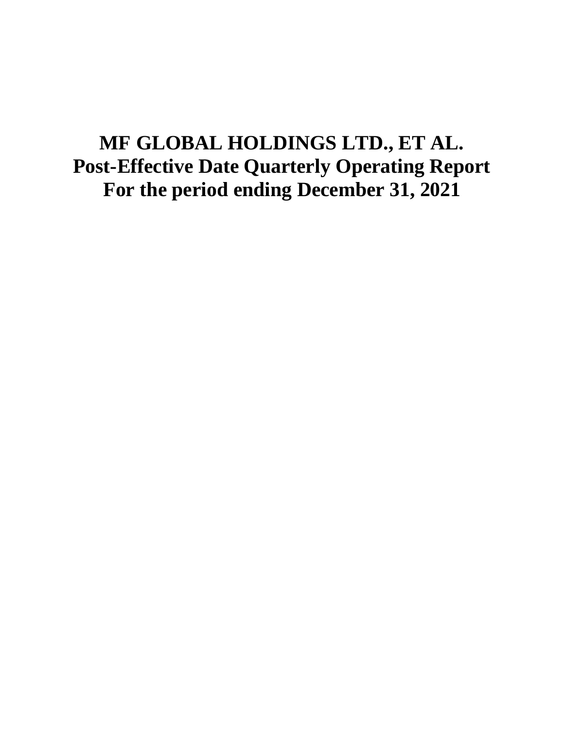# MF GLOBAL HOLDINGS LTD., ET AL.
# Post-Effective Date Quarterly Operating Report
# For the period ending December 31, 2021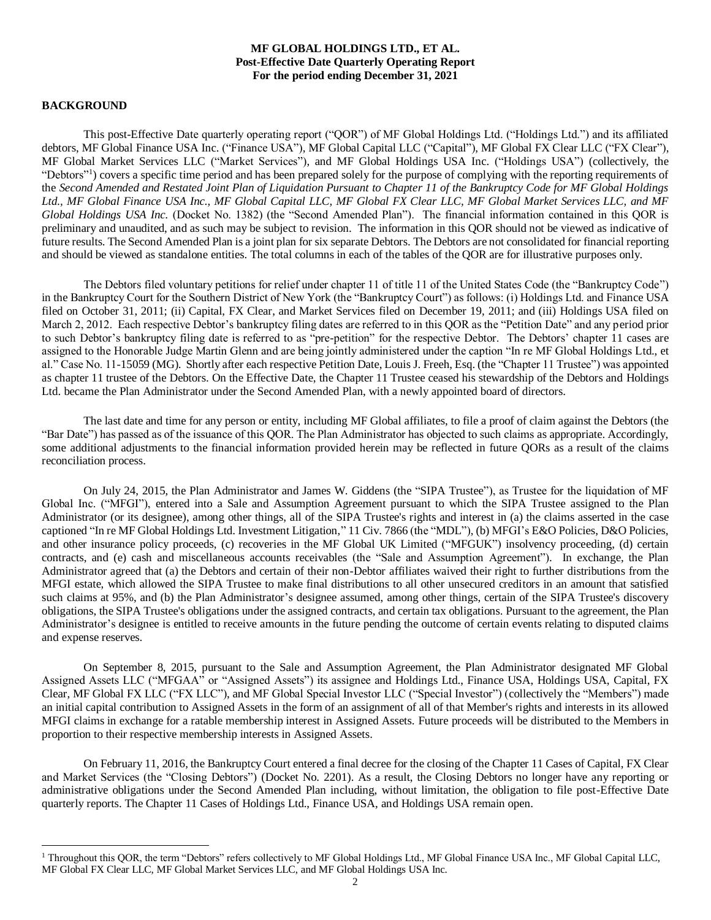**MF GLOBAL HOLDINGS LTD., ET AL.**
**Post-Effective Date Quarterly Operating Report**
**For the period ending December 31, 2021**

## BACKGROUND

This post-Effective Date quarterly operating report ("QOR") of MF Global Holdings Ltd. ("Holdings Ltd.") and its affiliated debtors, MF Global Finance USA Inc. ("Finance USA"), MF Global Capital LLC ("Capital"), MF Global FX Clear LLC ("FX Clear"), MF Global Market Services LLC ("Market Services"), and MF Global Holdings USA Inc. ("Holdings USA") (collectively, the "Debtors"[1]) covers a specific time period and has been prepared solely for the purpose of complying with the reporting requirements of the *Second Amended and Restated Joint Plan of Liquidation Pursuant to Chapter 11 of the Bankruptcy Code for MF Global Holdings Ltd., MF Global Finance USA Inc., MF Global Capital LLC, MF Global FX Clear LLC, MF Global Market Services LLC, and MF Global Holdings USA Inc.* (Docket No. 1382) (the "Second Amended Plan"). The financial information contained in this QOR is preliminary and unaudited, and as such may be subject to revision. The information in this QOR should not be viewed as indicative of future results. The Second Amended Plan is a joint plan for six separate Debtors. The Debtors are not consolidated for financial reporting and should be viewed as standalone entities. The total columns in each of the tables of the QOR are for illustrative purposes only.

The Debtors filed voluntary petitions for relief under chapter 11 of title 11 of the United States Code (the "Bankruptcy Code") in the Bankruptcy Court for the Southern District of New York (the "Bankruptcy Court") as follows: (i) Holdings Ltd. and Finance USA filed on October 31, 2011; (ii) Capital, FX Clear, and Market Services filed on December 19, 2011; and (iii) Holdings USA filed on March 2, 2012. Each respective Debtor's bankruptcy filing dates are referred to in this QOR as the "Petition Date" and any period prior to such Debtor's bankruptcy filing date is referred to as "pre-petition" for the respective Debtor. The Debtors' chapter 11 cases are assigned to the Honorable Judge Martin Glenn and are being jointly administered under the caption "In re MF Global Holdings Ltd., et al." Case No. 11-15059 (MG). Shortly after each respective Petition Date, Louis J. Freeh, Esq. (the "Chapter 11 Trustee") was appointed as chapter 11 trustee of the Debtors. On the Effective Date, the Chapter 11 Trustee ceased his stewardship of the Debtors and Holdings Ltd. became the Plan Administrator under the Second Amended Plan, with a newly appointed board of directors.

The last date and time for any person or entity, including MF Global affiliates, to file a proof of claim against the Debtors (the "Bar Date") has passed as of the issuance of this QOR. The Plan Administrator has objected to such claims as appropriate. Accordingly, some additional adjustments to the financial information provided herein may be reflected in future QORs as a result of the claims reconciliation process.

On July 24, 2015, the Plan Administrator and James W. Giddens (the "SIPA Trustee"), as Trustee for the liquidation of MF Global Inc. ("MFGI"), entered into a Sale and Assumption Agreement pursuant to which the SIPA Trustee assigned to the Plan Administrator (or its designee), among other things, all of the SIPA Trustee's rights and interest in (a) the claims asserted in the case captioned "In re MF Global Holdings Ltd. Investment Litigation," 11 Civ. 7866 (the "MDL"), (b) MFGI's E&O Policies, D&O Policies, and other insurance policy proceeds, (c) recoveries in the MF Global UK Limited ("MFGUK") insolvency proceeding, (d) certain contracts, and (e) cash and miscellaneous accounts receivables (the "Sale and Assumption Agreement"). In exchange, the Plan Administrator agreed that (a) the Debtors and certain of their non-Debtor affiliates waived their right to further distributions from the MFGI estate, which allowed the SIPA Trustee to make final distributions to all other unsecured creditors in an amount that satisfied such claims at 95%, and (b) the Plan Administrator's designee assumed, among other things, certain of the SIPA Trustee's discovery obligations, the SIPA Trustee's obligations under the assigned contracts, and certain tax obligations. Pursuant to the agreement, the Plan Administrator's designee is entitled to receive amounts in the future pending the outcome of certain events relating to disputed claims and expense reserves.

On September 8, 2015, pursuant to the Sale and Assumption Agreement, the Plan Administrator designated MF Global Assigned Assets LLC ("MFGAA" or "Assigned Assets") its assignee and Holdings Ltd., Finance USA, Holdings USA, Capital, FX Clear, MF Global FX LLC ("FX LLC"), and MF Global Special Investor LLC ("Special Investor") (collectively the "Members") made an initial capital contribution to Assigned Assets in the form of an assignment of all of that Member's rights and interests in its allowed MFGI claims in exchange for a ratable membership interest in Assigned Assets. Future proceeds will be distributed to the Members in proportion to their respective membership interests in Assigned Assets.

On February 11, 2016, the Bankruptcy Court entered a final decree for the closing of the Chapter 11 Cases of Capital, FX Clear and Market Services (the "Closing Debtors") (Docket No. 2201). As a result, the Closing Debtors no longer have any reporting or administrative obligations under the Second Amended Plan including, without limitation, the obligation to file post-Effective Date quarterly reports. The Chapter 11 Cases of Holdings Ltd., Finance USA, and Holdings USA remain open.

[1] Throughout this QOR, the term "Debtors" refers collectively to MF Global Holdings Ltd., MF Global Finance USA Inc., MF Global Capital LLC, MF Global FX Clear LLC, MF Global Market Services LLC, and MF Global Holdings USA Inc.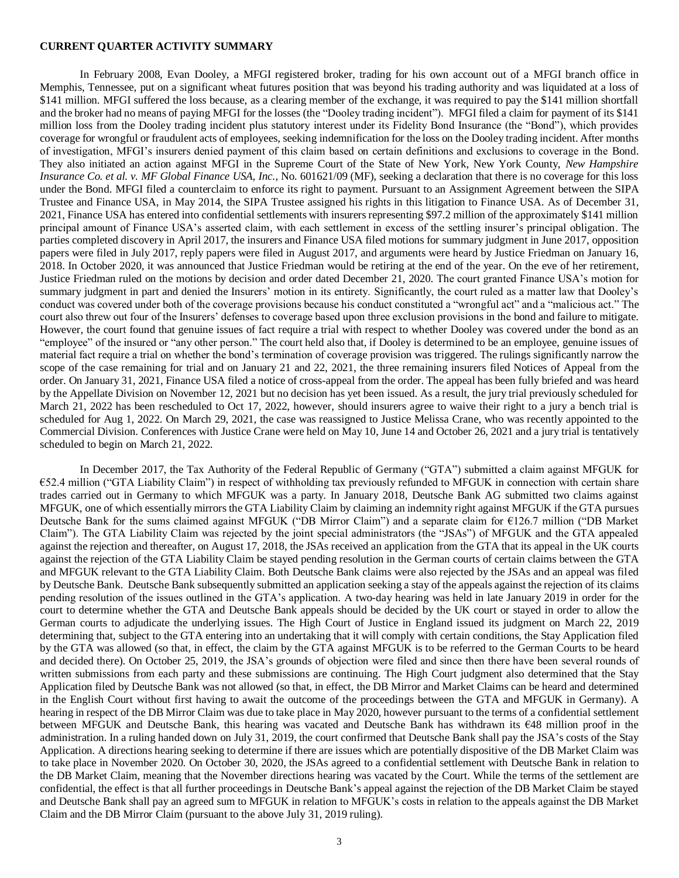**CURRENT QUARTER ACTIVITY SUMMARY**

In February 2008, Evan Dooley, a MFGI registered broker, trading for his own account out of a MFGI branch office in Memphis, Tennessee, put on a significant wheat futures position that was beyond his trading authority and was liquidated at a loss of \$141 million. MFGI suffered the loss because, as a clearing member of the exchange, it was required to pay the \$141 million shortfall and the broker had no means of paying MFGI for the losses (the "Dooley trading incident"). MFGI filed a claim for payment of its \$141 million loss from the Dooley trading incident plus statutory interest under its Fidelity Bond Insurance (the "Bond"), which provides coverage for wrongful or fraudulent acts of employees, seeking indemnification for the loss on the Dooley trading incident. After months of investigation, MFGI's insurers denied payment of this claim based on certain definitions and exclusions to coverage in the Bond. They also initiated an action against MFGI in the Supreme Court of the State of New York, New York County, *New Hampshire Insurance Co. et al. v. MF Global Finance USA, Inc.*, No. 601621/09 (MF), seeking a declaration that there is no coverage for this loss under the Bond. MFGI filed a counterclaim to enforce its right to payment. Pursuant to an Assignment Agreement between the SIPA Trustee and Finance USA, in May 2014, the SIPA Trustee assigned his rights in this litigation to Finance USA. As of December 31, 2021, Finance USA has entered into confidential settlements with insurers representing \$97.2 million of the approximately \$141 million principal amount of Finance USA's asserted claim, with each settlement in excess of the settling insurer's principal obligation. The parties completed discovery in April 2017, the insurers and Finance USA filed motions for summary judgment in June 2017, opposition papers were filed in July 2017, reply papers were filed in August 2017, and arguments were heard by Justice Friedman on January 16, 2018. In October 2020, it was announced that Justice Friedman would be retiring at the end of the year. On the eve of her retirement, Justice Friedman ruled on the motions by decision and order dated December 21, 2020. The court granted Finance USA's motion for summary judgment in part and denied the Insurers' motion in its entirety. Significantly, the court ruled as a matter law that Dooley's conduct was covered under both of the coverage provisions because his conduct constituted a "wrongful act" and a "malicious act." The court also threw out four of the Insurers' defenses to coverage based upon three exclusion provisions in the bond and failure to mitigate. However, the court found that genuine issues of fact require a trial with respect to whether Dooley was covered under the bond as an "employee" of the insured or "any other person." The court held also that, if Dooley is determined to be an employee, genuine issues of material fact require a trial on whether the bond's termination of coverage provision was triggered. The rulings significantly narrow the scope of the case remaining for trial and on January 21 and 22, 2021, the three remaining insurers filed Notices of Appeal from the order. On January 31, 2021, Finance USA filed a notice of cross-appeal from the order. The appeal has been fully briefed and was heard by the Appellate Division on November 12, 2021 but no decision has yet been issued. As a result, the jury trial previously scheduled for March 21, 2022 has been rescheduled to Oct 17, 2022, however, should insurers agree to waive their right to a jury a bench trial is scheduled for Aug 1, 2022. On March 29, 2021, the case was reassigned to Justice Melissa Crane, who was recently appointed to the Commercial Division. Conferences with Justice Crane were held on May 10, June 14 and October 26, 2021 and a jury trial is tentatively scheduled to begin on March 21, 2022.

In December 2017, the Tax Authority of the Federal Republic of Germany ("GTA") submitted a claim against MFGUK for €52.4 million ("GTA Liability Claim") in respect of withholding tax previously refunded to MFGUK in connection with certain share trades carried out in Germany to which MFGUK was a party. In January 2018, Deutsche Bank AG submitted two claims against MFGUK, one of which essentially mirrors the GTA Liability Claim by claiming an indemnity right against MFGUK if the GTA pursues Deutsche Bank for the sums claimed against MFGUK ("DB Mirror Claim") and a separate claim for €126.7 million ("DB Market Claim"). The GTA Liability Claim was rejected by the joint special administrators (the "JSAs") of MFGUK and the GTA appealed against the rejection and thereafter, on August 17, 2018, the JSAs received an application from the GTA that its appeal in the UK courts against the rejection of the GTA Liability Claim be stayed pending resolution in the German courts of certain claims between the GTA and MFGUK relevant to the GTA Liability Claim. Both Deutsche Bank claims were also rejected by the JSAs and an appeal was filed by Deutsche Bank. Deutsche Bank subsequently submitted an application seeking a stay of the appeals against the rejection of its claims pending resolution of the issues outlined in the GTA's application. A two-day hearing was held in late January 2019 in order for the court to determine whether the GTA and Deutsche Bank appeals should be decided by the UK court or stayed in order to allow the German courts to adjudicate the underlying issues. The High Court of Justice in England issued its judgment on March 22, 2019 determining that, subject to the GTA entering into an undertaking that it will comply with certain conditions, the Stay Application filed by the GTA was allowed (so that, in effect, the claim by the GTA against MFGUK is to be referred to the German Courts to be heard and decided there). On October 25, 2019, the JSA's grounds of objection were filed and since then there have been several rounds of written submissions from each party and these submissions are continuing. The High Court judgment also determined that the Stay Application filed by Deutsche Bank was not allowed (so that, in effect, the DB Mirror and Market Claims can be heard and determined in the English Court without first having to await the outcome of the proceedings between the GTA and MFGUK in Germany). A hearing in respect of the DB Mirror Claim was due to take place in May 2020, however pursuant to the terms of a confidential settlement between MFGUK and Deutsche Bank, this hearing was vacated and Deutsche Bank has withdrawn its €48 million proof in the administration. In a ruling handed down on July 31, 2019, the court confirmed that Deutsche Bank shall pay the JSA's costs of the Stay Application. A directions hearing seeking to determine if there are issues which are potentially dispositive of the DB Market Claim was to take place in November 2020. On October 30, 2020, the JSAs agreed to a confidential settlement with Deutsche Bank in relation to the DB Market Claim, meaning that the November directions hearing was vacated by the Court. While the terms of the settlement are confidential, the effect is that all further proceedings in Deutsche Bank's appeal against the rejection of the DB Market Claim be stayed and Deutsche Bank shall pay an agreed sum to MFGUK in relation to MFGUK's costs in relation to the appeals against the DB Market Claim and the DB Mirror Claim (pursuant to the above July 31, 2019 ruling).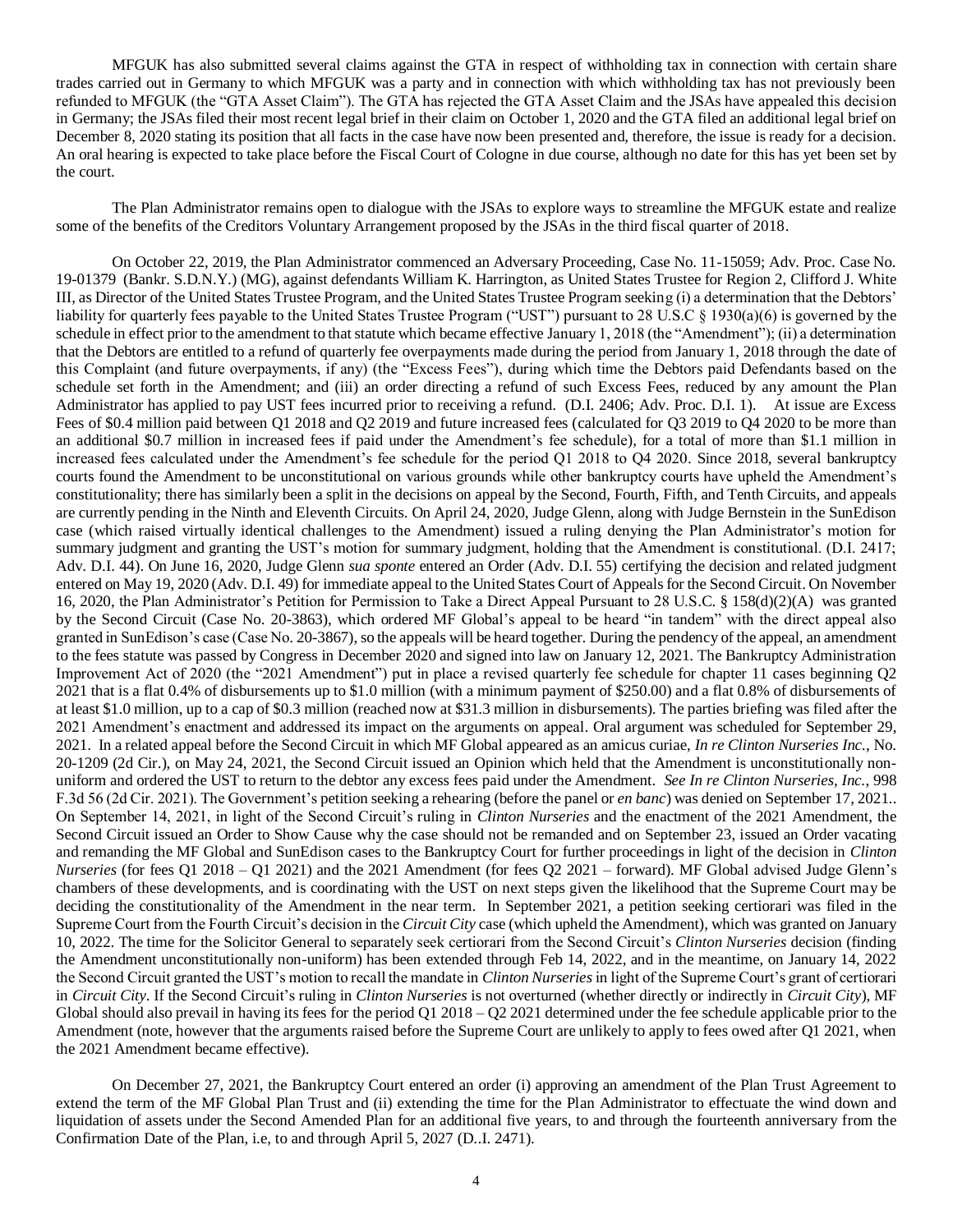MFGUK has also submitted several claims against the GTA in respect of withholding tax in connection with certain share trades carried out in Germany to which MFGUK was a party and in connection with which withholding tax has not previously been refunded to MFGUK (the "GTA Asset Claim"). The GTA has rejected the GTA Asset Claim and the JSAs have appealed this decision in Germany; the JSAs filed their most recent legal brief in their claim on October 1, 2020 and the GTA filed an additional legal brief on December 8, 2020 stating its position that all facts in the case have now been presented and, therefore, the issue is ready for a decision. An oral hearing is expected to take place before the Fiscal Court of Cologne in due course, although no date for this has yet been set by the court.

The Plan Administrator remains open to dialogue with the JSAs to explore ways to streamline the MFGUK estate and realize some of the benefits of the Creditors Voluntary Arrangement proposed by the JSAs in the third fiscal quarter of 2018.

On October 22, 2019, the Plan Administrator commenced an Adversary Proceeding, Case No. 11-15059; Adv. Proc. Case No. 19-01379 (Bankr. S.D.N.Y.) (MG), against defendants William K. Harrington, as United States Trustee for Region 2, Clifford J. White III, as Director of the United States Trustee Program, and the United States Trustee Program seeking (i) a determination that the Debtors' liability for quarterly fees payable to the United States Trustee Program ("UST") pursuant to 28 U.S.C § 1930(a)(6) is governed by the schedule in effect prior to the amendment to that statute which became effective January 1, 2018 (the "Amendment"); (ii) a determination that the Debtors are entitled to a refund of quarterly fee overpayments made during the period from January 1, 2018 through the date of this Complaint (and future overpayments, if any) (the "Excess Fees"), during which time the Debtors paid Defendants based on the schedule set forth in the Amendment; and (iii) an order directing a refund of such Excess Fees, reduced by any amount the Plan Administrator has applied to pay UST fees incurred prior to receiving a refund. (D.I. 2406; Adv. Proc. D.I. 1). At issue are Excess Fees of $0.4 million paid between Q1 2018 and Q2 2019 and future increased fees (calculated for Q3 2019 to Q4 2020 to be more than an additional $0.7 million in increased fees if paid under the Amendment's fee schedule), for a total of more than $1.1 million in increased fees calculated under the Amendment's fee schedule for the period Q1 2018 to Q4 2020. Since 2018, several bankruptcy courts found the Amendment to be unconstitutional on various grounds while other bankruptcy courts have upheld the Amendment's constitutionality; there has similarly been a split in the decisions on appeal by the Second, Fourth, Fifth, and Tenth Circuits, and appeals are currently pending in the Ninth and Eleventh Circuits. On April 24, 2020, Judge Glenn, along with Judge Bernstein in the SunEdison case (which raised virtually identical challenges to the Amendment) issued a ruling denying the Plan Administrator's motion for summary judgment and granting the UST's motion for summary judgment, holding that the Amendment is constitutional. (D.I. 2417; Adv. D.I. 44). On June 16, 2020, Judge Glenn *sua sponte* entered an Order (Adv. D.I. 55) certifying the decision and related judgment entered on May 19, 2020 (Adv. D.I. 49) for immediate appeal to the United States Court of Appeals for the Second Circuit. On November 16, 2020, the Plan Administrator's Petition for Permission to Take a Direct Appeal Pursuant to 28 U.S.C. § 158(d)(2)(A) was granted by the Second Circuit (Case No. 20-3863), which ordered MF Global's appeal to be heard "in tandem" with the direct appeal also granted in SunEdison's case (Case No. 20-3867), so the appeals will be heard together. During the pendency of the appeal, an amendment to the fees statute was passed by Congress in December 2020 and signed into law on January 12, 2021. The Bankruptcy Administration Improvement Act of 2020 (the "2021 Amendment") put in place a revised quarterly fee schedule for chapter 11 cases beginning Q2 2021 that is a flat 0.4% of disbursements up to $1.0 million (with a minimum payment of $250.00) and a flat 0.8% of disbursements of at least $1.0 million, up to a cap of $0.3 million (reached now at $31.3 million in disbursements). The parties briefing was filed after the 2021 Amendment's enactment and addressed its impact on the arguments on appeal. Oral argument was scheduled for September 29, 2021. In a related appeal before the Second Circuit in which MF Global appeared as an amicus curiae, *In re Clinton Nurseries Inc.*, No. 20-1209 (2d Cir.), on May 24, 2021, the Second Circuit issued an Opinion which held that the Amendment is unconstitutionally non-uniform and ordered the UST to return to the debtor any excess fees paid under the Amendment. *See In re Clinton Nurseries, Inc.*, 998 F.3d 56 (2d Cir. 2021). The Government's petition seeking a rehearing (before the panel or *en banc*) was denied on September 17, 2021.. On September 14, 2021, in light of the Second Circuit's ruling in *Clinton Nurseries* and the enactment of the 2021 Amendment, the Second Circuit issued an Order to Show Cause why the case should not be remanded and on September 23, issued an Order vacating and remanding the MF Global and SunEdison cases to the Bankruptcy Court for further proceedings in light of the decision in *Clinton Nurseries* (for fees Q1 2018 – Q1 2021) and the 2021 Amendment (for fees Q2 2021 – forward). MF Global advised Judge Glenn's chambers of these developments, and is coordinating with the UST on next steps given the likelihood that the Supreme Court may be deciding the constitutionality of the Amendment in the near term. In September 2021, a petition seeking certiorari was filed in the Supreme Court from the Fourth Circuit's decision in the *Circuit City* case (which upheld the Amendment), which was granted on January 10, 2022. The time for the Solicitor General to separately seek certiorari from the Second Circuit's *Clinton Nurseries* decision (finding the Amendment unconstitutionally non-uniform) has been extended through Feb 14, 2022, and in the meantime, on January 14, 2022 the Second Circuit granted the UST's motion to recall the mandate in *Clinton Nurseries* in light of the Supreme Court's grant of certiorari in *Circuit City*. If the Second Circuit's ruling in *Clinton Nurseries* is not overturned (whether directly or indirectly in *Circuit City*), MF Global should also prevail in having its fees for the period Q1 2018 – Q2 2021 determined under the fee schedule applicable prior to the Amendment (note, however that the arguments raised before the Supreme Court are unlikely to apply to fees owed after Q1 2021, when the 2021 Amendment became effective).

On December 27, 2021, the Bankruptcy Court entered an order (i) approving an amendment of the Plan Trust Agreement to extend the term of the MF Global Plan Trust and (ii) extending the time for the Plan Administrator to effectuate the wind down and liquidation of assets under the Second Amended Plan for an additional five years, to and through the fourteenth anniversary from the Confirmation Date of the Plan, i.e, to and through April 5, 2027 (D..I. 2471).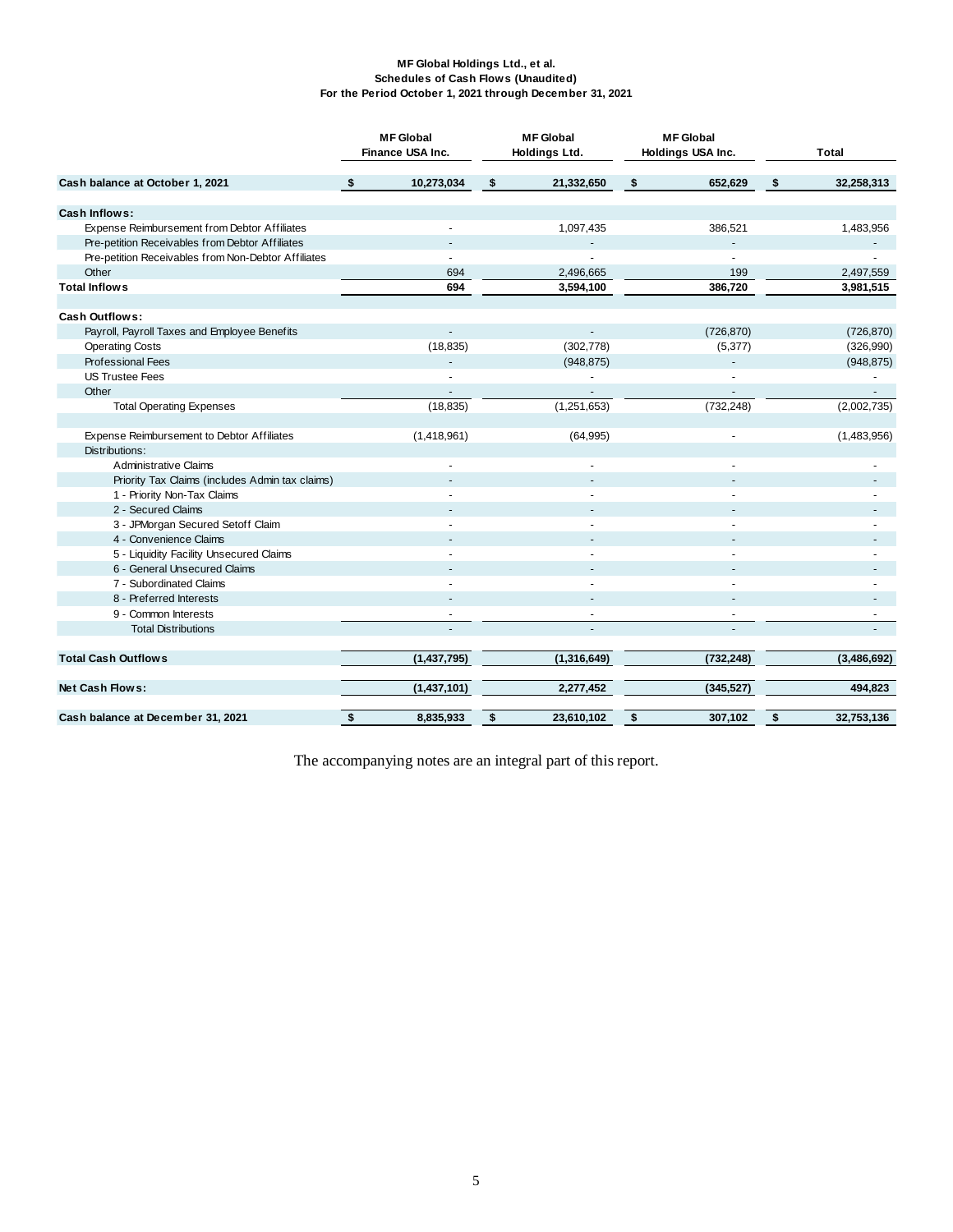**MF Global Holdings Ltd., et al.**
**Schedules of Cash Flows (Unaudited)**
**For the Period October 1, 2021 through December 31, 2021**

| | MF Global Finance USA Inc. | MF Global Holdings Ltd. | MF Global Holdings USA Inc. | Total |
|---|---|---|---|---|
| **Cash balance at October 1, 2021** | **$ 10,273,034** | **$ 21,332,650** | **$ 652,629** | **$ 32,258,313** |
| **Cash Inflows:** | | | | |
| Expense Reimbursement from Debtor Affiliates | - | 1,097,435 | 386,521 | 1,483,956 |
| Pre-petition Receivables from Debtor Affiliates | - | - | - | - |
| Pre-petition Receivables from Non-Debtor Affiliates | - | - | - | - |
| Other | 694 | 2,496,665 | 199 | 2,497,559 |
| **Total Inflows** | **694** | **3,594,100** | **386,720** | **3,981,515** |
| **Cash Outflows:** | | | | |
| Payroll, Payroll Taxes and Employee Benefits | - | - | (726,870) | (726,870) |
| Operating Costs | (18,835) | (302,778) | (5,377) | (326,990) |
| Professional Fees | - | (948,875) | - | (948,875) |
| US Trustee Fees | - | - | - | - |
| Other | - | - | - | - |
| Total Operating Expenses | (18,835) | (1,251,653) | (732,248) | (2,002,735) |
| Expense Reimbursement to Debtor Affiliates | (1,418,961) | (64,995) | - | (1,483,956) |
| Distributions: | | | | |
| Administrative Claims | - | - | - | - |
| Priority Tax Claims (includes Admin tax claims) | - | - | - | - |
| 1 - Priority Non-Tax Claims | - | - | - | - |
| 2 - Secured Claims | - | - | - | - |
| 3 - JPMorgan Secured Setoff Claim | - | - | - | - |
| 4 - Convenience Claims | - | - | - | - |
| 5 - Liquidity Facility Unsecured Claims | - | - | - | - |
| 6 - General Unsecured Claims | - | - | - | - |
| 7 - Subordinated Claims | - | - | - | - |
| 8 - Preferred Interests | - | - | - | - |
| 9 - Common Interests | - | - | - | - |
| Total Distributions | - | - | - | - |
| **Total Cash Outflows** | **(1,437,795)** | **(1,316,649)** | **(732,248)** | **(3,486,692)** |
| **Net Cash Flows:** | **(1,437,101)** | **2,277,452** | **(345,527)** | **494,823** |
| **Cash balance at December 31, 2021** | **$ 8,835,933** | **$ 23,610,102** | **$ 307,102** | **$ 32,753,136** |

The accompanying notes are an integral part of this report.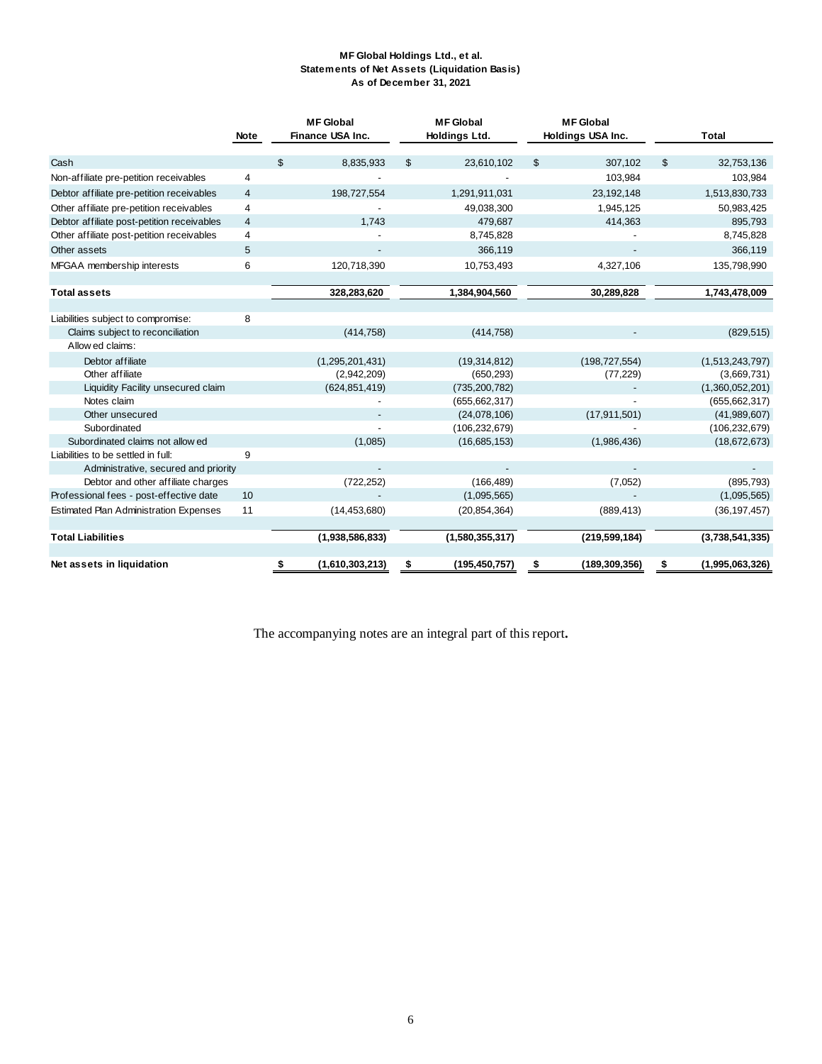**MF Global Holdings Ltd., et al.**
**Statements of Net Assets (Liquidation Basis)**
**As of December 31, 2021**

| | Note | MF Global Finance USA Inc. | MF Global Holdings Ltd. | MF Global Holdings USA Inc. | Total |
|---|---|---|---|---|---|
| Cash | | $ 8,835,933 | $ 23,610,102 | $ 307,102 | $ 32,753,136 |
| Non-affiliate pre-petition receivables | 4 | - | - | 103,984 | 103,984 |
| Debtor affiliate pre-petition receivables | 4 | 198,727,554 | 1,291,911,031 | 23,192,148 | 1,513,830,733 |
| Other affiliate pre-petition receivables | 4 | - | 49,038,300 | 1,945,125 | 50,983,425 |
| Debtor affiliate post-petition receivables | 4 | 1,743 | 479,687 | 414,363 | 895,793 |
| Other affiliate post-petition receivables | 4 | - | 8,745,828 | - | 8,745,828 |
| Other assets | 5 | - | 366,119 | - | 366,119 |
| MFGAA membership interests | 6 | 120,718,390 | 10,753,493 | 4,327,106 | 135,798,990 |
| **Total assets** | | **328,283,620** | **1,384,904,560** | **30,289,828** | **1,743,478,009** |
| Liabilities subject to compromise: | 8 | | | | |
| Claims subject to reconciliation | | (414,758) | (414,758) | - | (829,515) |
| Allowed claims: | | | | | |
| Debtor affiliate | | (1,295,201,431) | (19,314,812) | (198,727,554) | (1,513,243,797) |
| Other affiliate | | (2,942,209) | (650,293) | (77,229) | (3,669,731) |
| Liquidity Facility unsecured claim | | (624,851,419) | (735,200,782) | - | (1,360,052,201) |
| Notes claim | | - | (655,662,317) | - | (655,662,317) |
| Other unsecured | | - | (24,078,106) | (17,911,501) | (41,989,607) |
| Subordinated | | - | (106,232,679) | - | (106,232,679) |
| Subordinated claims not allowed | | (1,085) | (16,685,153) | (1,986,436) | (18,672,673) |
| Liabilities to be settled in full: | 9 | | | | |
| Administrative, secured and priority | | - | - | - | - |
| Debtor and other affiliate charges | | (722,252) | (166,489) | (7,052) | (895,793) |
| Professional fees - post-effective date | 10 | - | (1,095,565) | - | (1,095,565) |
| Estimated Plan Administration Expenses | 11 | (14,453,680) | (20,854,364) | (889,413) | (36,197,457) |
| **Total Liabilities** | | **(1,938,586,833)** | **(1,580,355,317)** | **(219,599,184)** | **(3,738,541,335)** |
| **Net assets in liquidation** | | **$ (1,610,303,213)** | **$ (195,450,757)** | **$ (189,309,356)** | **$ (1,995,063,326)** |

The accompanying notes are an integral part of this report**.**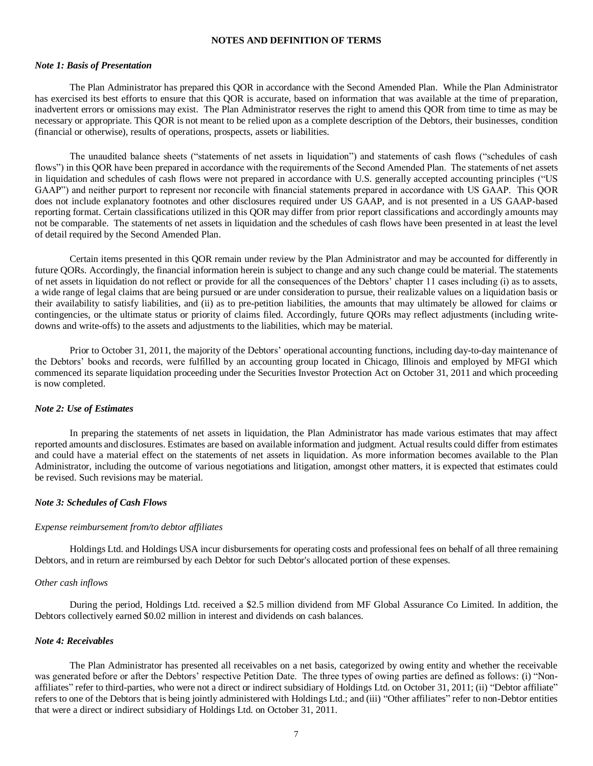## NOTES AND DEFINITION OF TERMS

### *Note 1: Basis of Presentation*

The Plan Administrator has prepared this QOR in accordance with the Second Amended Plan. While the Plan Administrator has exercised its best efforts to ensure that this QOR is accurate, based on information that was available at the time of preparation, inadvertent errors or omissions may exist. The Plan Administrator reserves the right to amend this QOR from time to time as may be necessary or appropriate. This QOR is not meant to be relied upon as a complete description of the Debtors, their businesses, condition (financial or otherwise), results of operations, prospects, assets or liabilities.

The unaudited balance sheets ("statements of net assets in liquidation") and statements of cash flows ("schedules of cash flows") in this QOR have been prepared in accordance with the requirements of the Second Amended Plan. The statements of net assets in liquidation and schedules of cash flows were not prepared in accordance with U.S. generally accepted accounting principles ("US GAAP") and neither purport to represent nor reconcile with financial statements prepared in accordance with US GAAP. This QOR does not include explanatory footnotes and other disclosures required under US GAAP, and is not presented in a US GAAP-based reporting format. Certain classifications utilized in this QOR may differ from prior report classifications and accordingly amounts may not be comparable. The statements of net assets in liquidation and the schedules of cash flows have been presented in at least the level of detail required by the Second Amended Plan.

Certain items presented in this QOR remain under review by the Plan Administrator and may be accounted for differently in future QORs. Accordingly, the financial information herein is subject to change and any such change could be material. The statements of net assets in liquidation do not reflect or provide for all the consequences of the Debtors' chapter 11 cases including (i) as to assets, a wide range of legal claims that are being pursued or are under consideration to pursue, their realizable values on a liquidation basis or their availability to satisfy liabilities, and (ii) as to pre-petition liabilities, the amounts that may ultimately be allowed for claims or contingencies, or the ultimate status or priority of claims filed. Accordingly, future QORs may reflect adjustments (including write-downs and write-offs) to the assets and adjustments to the liabilities, which may be material.

Prior to October 31, 2011, the majority of the Debtors' operational accounting functions, including day-to-day maintenance of the Debtors' books and records, were fulfilled by an accounting group located in Chicago, Illinois and employed by MFGI which commenced its separate liquidation proceeding under the Securities Investor Protection Act on October 31, 2011 and which proceeding is now completed.

### *Note 2: Use of Estimates*

In preparing the statements of net assets in liquidation, the Plan Administrator has made various estimates that may affect reported amounts and disclosures. Estimates are based on available information and judgment. Actual results could differ from estimates and could have a material effect on the statements of net assets in liquidation. As more information becomes available to the Plan Administrator, including the outcome of various negotiations and litigation, amongst other matters, it is expected that estimates could be revised. Such revisions may be material.

### *Note 3: Schedules of Cash Flows*

*Expense reimbursement from/to debtor affiliates*

Holdings Ltd. and Holdings USA incur disbursements for operating costs and professional fees on behalf of all three remaining Debtors, and in return are reimbursed by each Debtor for such Debtor's allocated portion of these expenses.

*Other cash inflows*

During the period, Holdings Ltd. received a $2.5 million dividend from MF Global Assurance Co Limited. In addition, the Debtors collectively earned $0.02 million in interest and dividends on cash balances.

### *Note 4: Receivables*

The Plan Administrator has presented all receivables on a net basis, categorized by owing entity and whether the receivable was generated before or after the Debtors' respective Petition Date. The three types of owing parties are defined as follows: (i) "Non-affiliates" refer to third-parties, who were not a direct or indirect subsidiary of Holdings Ltd. on October 31, 2011; (ii) "Debtor affiliate" refers to one of the Debtors that is being jointly administered with Holdings Ltd.; and (iii) "Other affiliates" refer to non-Debtor entities that were a direct or indirect subsidiary of Holdings Ltd. on October 31, 2011.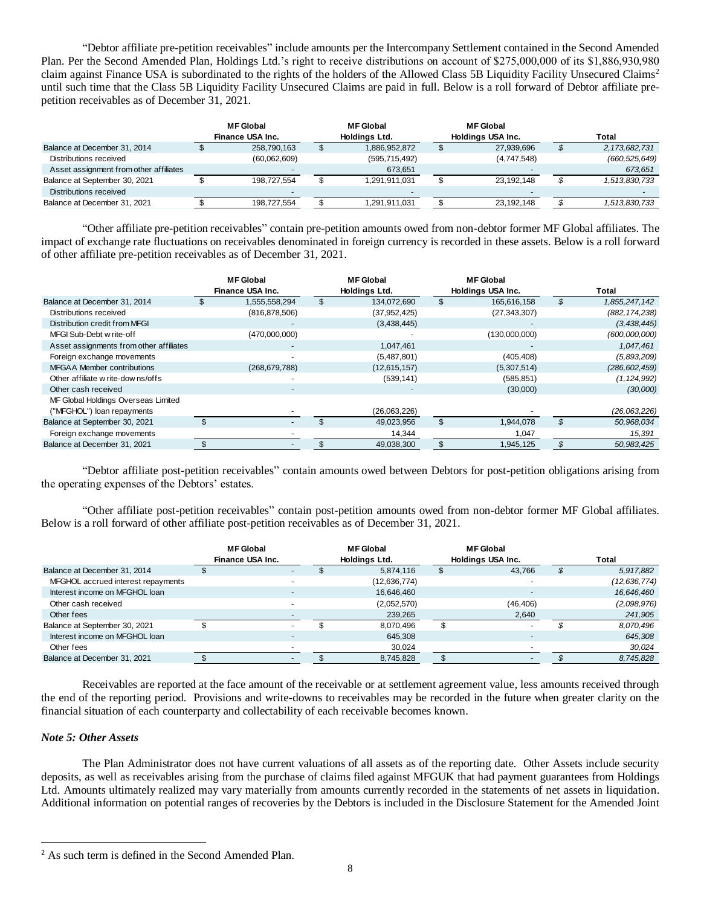"Debtor affiliate pre-petition receivables" include amounts per the Intercompany Settlement contained in the Second Amended Plan. Per the Second Amended Plan, Holdings Ltd.'s right to receive distributions on account of $275,000,000 of its $1,886,930,980 claim against Finance USA is subordinated to the rights of the holders of the Allowed Class 5B Liquidity Facility Unsecured Claims[2] until such time that the Class 5B Liquidity Facility Unsecured Claims are paid in full. Below is a roll forward of Debtor affiliate pre-petition receivables as of December 31, 2021.

| | MF Global Finance USA Inc. | MF Global Holdings Ltd. | MF Global Holdings USA Inc. | Total |
|---|---|---|---|---|
| Balance at December 31, 2014 | $ 258,790,163 | $ 1,886,952,872 | $ 27,939,696 | *$ 2,173,682,731* |
| Distributions received | (60,062,609) | (595,715,492) | (4,747,548) | *(660,525,649)* |
| Asset assignment from other affiliates | - | 673,651 | - | *673,651* |
| Balance at September 30, 2021 | $ 198,727,554 | $ 1,291,911,031 | $ 23,192,148 | *$ 1,513,830,733* |
| Distributions received | - | - | - | *-* |
| Balance at December 31, 2021 | $ 198,727,554 | $ 1,291,911,031 | $ 23,192,148 | *$ 1,513,830,733* |

"Other affiliate pre-petition receivables" contain pre-petition amounts owed from non-debtor former MF Global affiliates. The impact of exchange rate fluctuations on receivables denominated in foreign currency is recorded in these assets. Below is a roll forward of other affiliate pre-petition receivables as of December 31, 2021.

| | MF Global Finance USA Inc. | MF Global Holdings Ltd. | MF Global Holdings USA Inc. | Total |
|---|---|---|---|---|
| Balance at December 31, 2014 | $ 1,555,558,294 | $ 134,072,690 | $ 165,616,158 | *$ 1,855,247,142* |
| Distributions received | (816,878,506) | (37,952,425) | (27,343,307) | *(882,174,238)* |
| Distribution credit from MFGI | - | (3,438,445) | - | *(3,438,445)* |
| MFGI Sub-Debt write-off | (470,000,000) | - | (130,000,000) | *(600,000,000)* |
| Asset assignments from other affiliates | - | 1,047,461 | - | *1,047,461* |
| Foreign exchange movements | - | (5,487,801) | (405,408) | *(5,893,209)* |
| MFGAA Member contributions | (268,679,788) | (12,615,157) | (5,307,514) | *(286,602,459)* |
| Other affiliate write-downs/offs | - | (539,141) | (585,851) | *(1,124,992)* |
| Other cash received | - | - | (30,000) | *(30,000)* |
| MF Global Holdings Overseas Limited ("MFGHOL") loan repayments | - | (26,063,226) | - | *(26,063,226)* |
| Balance at September 30, 2021 | $ - | $ 49,023,956 | $ 1,944,078 | *$ 50,968,034* |
| Foreign exchange movements | - | 14,344 | 1,047 | *15,391* |
| Balance at December 31, 2021 | $ - | $ 49,038,300 | $ 1,945,125 | *$ 50,983,425* |

"Debtor affiliate post-petition receivables" contain amounts owed between Debtors for post-petition obligations arising from the operating expenses of the Debtors' estates.

"Other affiliate post-petition receivables" contain post-petition amounts owed from non-debtor former MF Global affiliates. Below is a roll forward of other affiliate post-petition receivables as of December 31, 2021.

| | MF Global Finance USA Inc. | MF Global Holdings Ltd. | MF Global Holdings USA Inc. | Total |
|---|---|---|---|---|
| Balance at December 31, 2014 | $ - | $ 5,874,116 | $ 43,766 | *$ 5,917,882* |
| MFGHOL accrued interest repayments | - | (12,636,774) | - | *(12,636,774)* |
| Interest income on MFGHOL loan | - | 16,646,460 | - | *16,646,460* |
| Other cash received | - | (2,052,570) | (46,406) | *(2,098,976)* |
| Other fees | - | 239,265 | 2,640 | *241,905* |
| Balance at September 30, 2021 | $ - | $ 8,070,496 | $ - | *$ 8,070,496* |
| Interest income on MFGHOL loan | - | 645,308 | - | *645,308* |
| Other fees | - | 30,024 | - | *30,024* |
| Balance at December 31, 2021 | $ - | $ 8,745,828 | $ - | *$ 8,745,828* |

Receivables are reported at the face amount of the receivable or at settlement agreement value, less amounts received through the end of the reporting period. Provisions and write-downs to receivables may be recorded in the future when greater clarity on the financial situation of each counterparty and collectability of each receivable becomes known.

***Note 5: Other Assets***

The Plan Administrator does not have current valuations of all assets as of the reporting date. Other Assets include security deposits, as well as receivables arising from the purchase of claims filed against MFGUK that had payment guarantees from Holdings Ltd. Amounts ultimately realized may vary materially from amounts currently recorded in the statements of net assets in liquidation. Additional information on potential ranges of recoveries by the Debtors is included in the Disclosure Statement for the Amended Joint

[2] As such term is defined in the Second Amended Plan.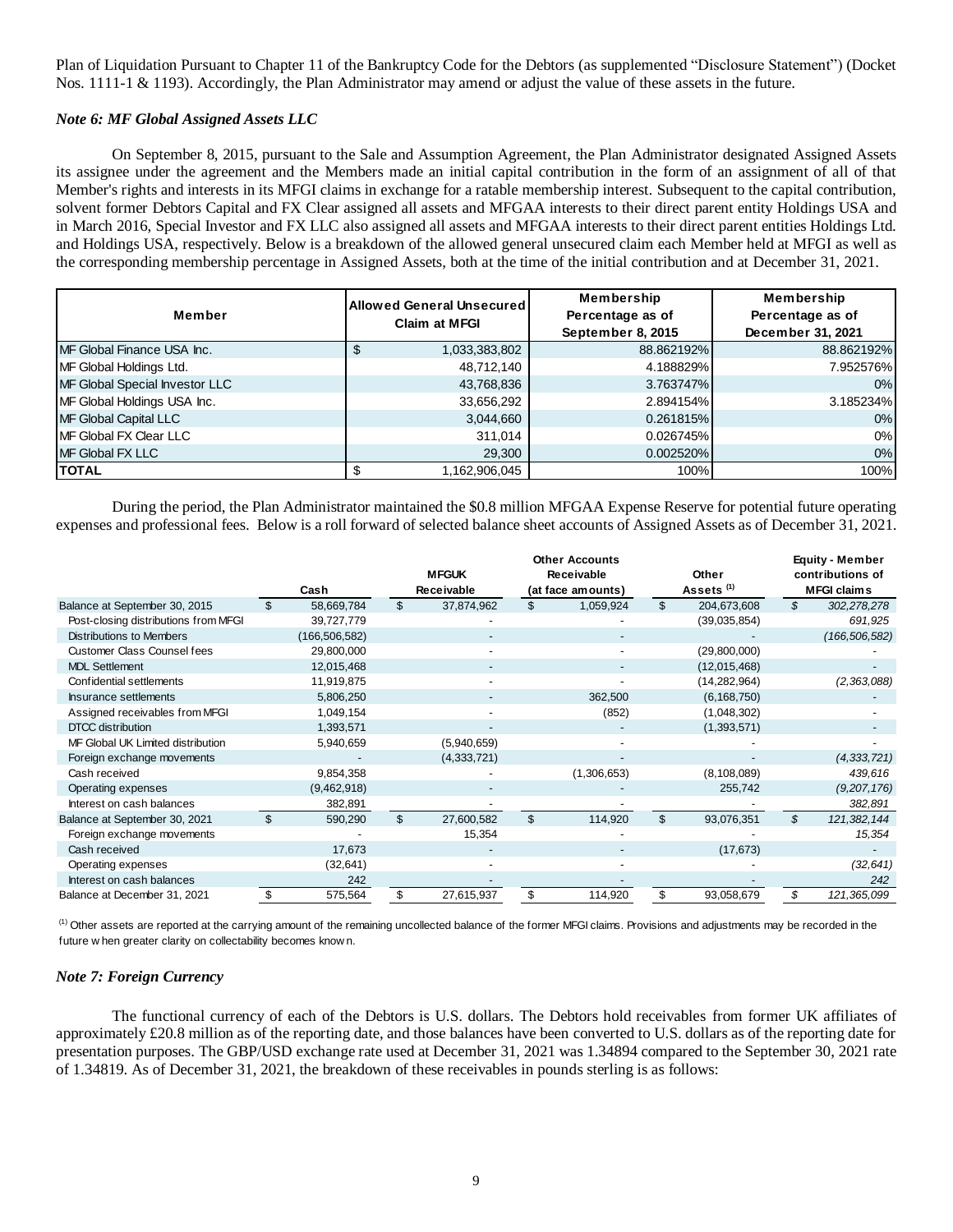Plan of Liquidation Pursuant to Chapter 11 of the Bankruptcy Code for the Debtors (as supplemented "Disclosure Statement") (Docket Nos. 1111-1 & 1193). Accordingly, the Plan Administrator may amend or adjust the value of these assets in the future.

### *Note 6: MF Global Assigned Assets LLC*

On September 8, 2015, pursuant to the Sale and Assumption Agreement, the Plan Administrator designated Assigned Assets its assignee under the agreement and the Members made an initial capital contribution in the form of an assignment of all of that Member's rights and interests in its MFGI claims in exchange for a ratable membership interest. Subsequent to the capital contribution, solvent former Debtors Capital and FX Clear assigned all assets and MFGAA interests to their direct parent entity Holdings USA and in March 2016, Special Investor and FX LLC also assigned all assets and MFGAA interests to their direct parent entities Holdings Ltd. and Holdings USA, respectively. Below is a breakdown of the allowed general unsecured claim each Member held at MFGI as well as the corresponding membership percentage in Assigned Assets, both at the time of the initial contribution and at December 31, 2021.

| Member | Allowed General Unsecured Claim at MFGI | Membership Percentage as of September 8, 2015 | Membership Percentage as of December 31, 2021 |
|---|---|---|---|
| MF Global Finance USA Inc. | $ 1,033,383,802 | 88.862192% | 88.862192% |
| MF Global Holdings Ltd. | 48,712,140 | 4.188829% | 7.952576% |
| MF Global Special Investor LLC | 43,768,836 | 3.763747% | 0% |
| MF Global Holdings USA Inc. | 33,656,292 | 2.894154% | 3.185234% |
| MF Global Capital LLC | 3,044,660 | 0.261815% | 0% |
| MF Global FX Clear LLC | 311,014 | 0.026745% | 0% |
| MF Global FX LLC | 29,300 | 0.002520% | 0% |
| **TOTAL** | $ 1,162,906,045 | 100% | 100% |

During the period, the Plan Administrator maintained the $0.8 million MFGAA Expense Reserve for potential future operating expenses and professional fees. Below is a roll forward of selected balance sheet accounts of Assigned Assets as of December 31, 2021.

| | Cash | MFGUK Receivable | Other Accounts Receivable (at face amounts) | Other Assets [1] | Equity - Member contributions of MFGI claims |
|---|---|---|---|---|---|
| Balance at September 30, 2015 | $ 58,669,784 | $ 37,874,962 | $ 1,059,924 | $ 204,673,608 | *$ 302,278,278* |
| Post-closing distributions from MFGI | 39,727,779 | - | - | (39,035,854) | *691,925* |
| Distributions to Members | (166,506,582) | - | - | - | *(166,506,582)* |
| Customer Class Counsel fees | 29,800,000 | - | - | (29,800,000) | - |
| MDL Settlement | 12,015,468 | - | - | (12,015,468) | - |
| Confidential settlements | 11,919,875 | - | - | (14,282,964) | *(2,363,088)* |
| Insurance settlements | 5,806,250 | - | 362,500 | (6,168,750) | - |
| Assigned receivables from MFGI | 1,049,154 | - | (852) | (1,048,302) | - |
| DTCC distribution | 1,393,571 | - | - | (1,393,571) | - |
| MF Global UK Limited distribution | 5,940,659 | (5,940,659) | - | - | - |
| Foreign exchange movements | - | (4,333,721) | - | - | *(4,333,721)* |
| Cash received | 9,854,358 | - | (1,306,653) | (8,108,089) | *439,616* |
| Operating expenses | (9,462,918) | - | - | 255,742 | *(9,207,176)* |
| Interest on cash balances | 382,891 | - | - | - | *382,891* |
| Balance at September 30, 2021 | $ 590,290 | $ 27,600,582 | $ 114,920 | $ 93,076,351 | *$ 121,382,144* |
| Foreign exchange movements | - | 15,354 | - | - | *15,354* |
| Cash received | 17,673 | - | - | (17,673) | - |
| Operating expenses | (32,641) | - | - | - | *(32,641)* |
| Interest on cash balances | 242 | - | - | - | *242* |
| Balance at December 31, 2021 | $ 575,564 | $ 27,615,937 | $ 114,920 | $ 93,058,679 | *$ 121,365,099* |

[1] Other assets are reported at the carrying amount of the remaining uncollected balance of the former MFGI claims. Provisions and adjustments may be recorded in the future when greater clarity on collectability becomes known.

### *Note 7: Foreign Currency*

The functional currency of each of the Debtors is U.S. dollars. The Debtors hold receivables from former UK affiliates of approximately £20.8 million as of the reporting date, and those balances have been converted to U.S. dollars as of the reporting date for presentation purposes. The GBP/USD exchange rate used at December 31, 2021 was 1.34894 compared to the September 30, 2021 rate of 1.34819. As of December 31, 2021, the breakdown of these receivables in pounds sterling is as follows: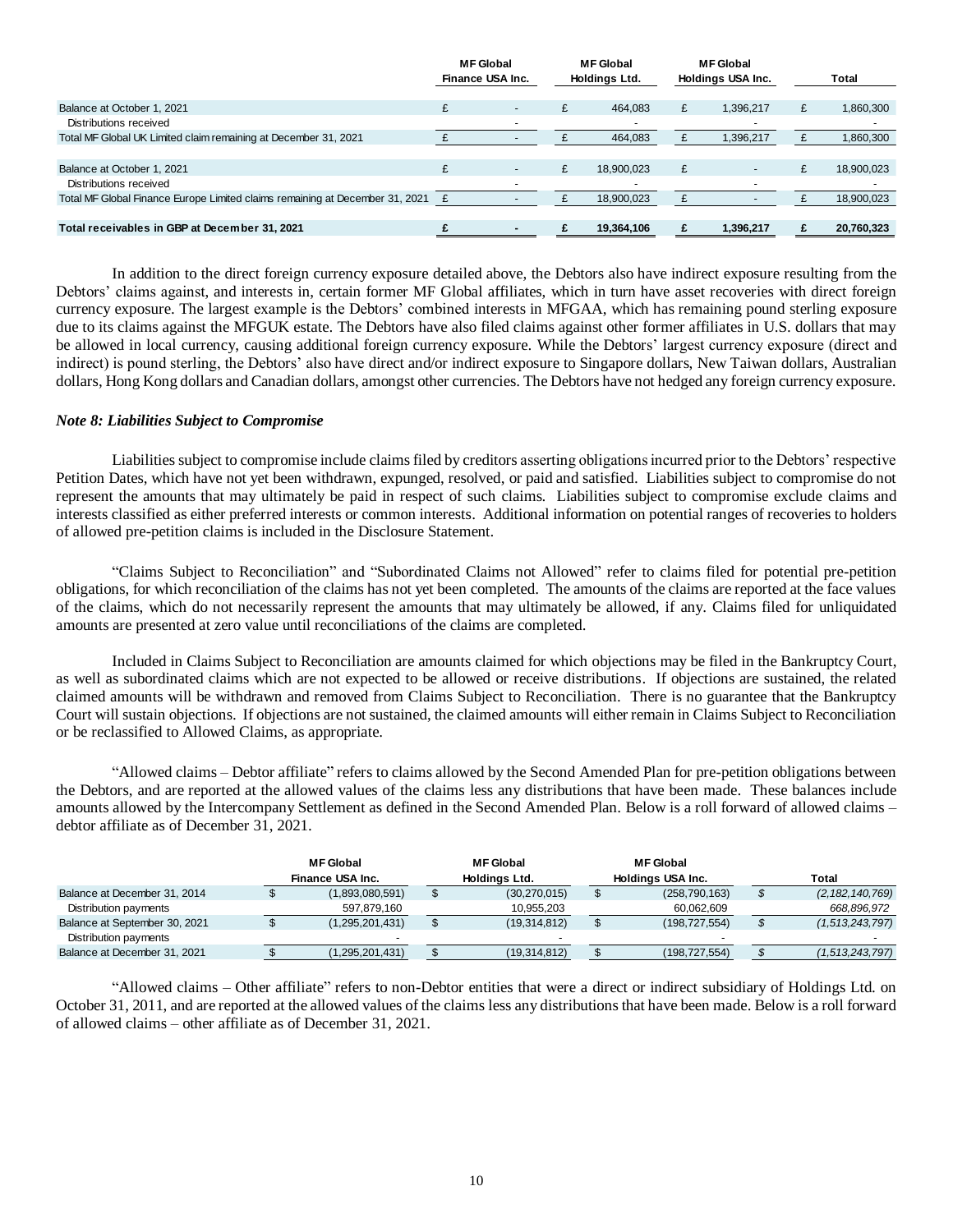| | MF Global Finance USA Inc. | MF Global Holdings Ltd. | MF Global Holdings USA Inc. | Total |
|---|---|---|---|---|
| Balance at October 1, 2021 | £ - | £ 464,083 | £ 1,396,217 | £ 1,860,300 |
| Distributions received | - | - | - | - |
| Total MF Global UK Limited claim remaining at December 31, 2021 | £ - | £ 464,083 | £ 1,396,217 | £ 1,860,300 |
| | | | | |
| Balance at October 1, 2021 | £ - | £ 18,900,023 | £ - | £ 18,900,023 |
| Distributions received | - | - | - | - |
| Total MF Global Finance Europe Limited claims remaining at December 31, 2021 | £ - | £ 18,900,023 | £ - | £ 18,900,023 |
| | | | | |
| **Total receivables in GBP at December 31, 2021** | **£ -** | **£ 19,364,106** | **£ 1,396,217** | **£ 20,760,323** |

In addition to the direct foreign currency exposure detailed above, the Debtors also have indirect exposure resulting from the Debtors' claims against, and interests in, certain former MF Global affiliates, which in turn have asset recoveries with direct foreign currency exposure. The largest example is the Debtors' combined interests in MFGAA, which has remaining pound sterling exposure due to its claims against the MFGUK estate. The Debtors have also filed claims against other former affiliates in U.S. dollars that may be allowed in local currency, causing additional foreign currency exposure. While the Debtors' largest currency exposure (direct and indirect) is pound sterling, the Debtors' also have direct and/or indirect exposure to Singapore dollars, New Taiwan dollars, Australian dollars, Hong Kong dollars and Canadian dollars, amongst other currencies. The Debtors have not hedged any foreign currency exposure.

### *Note 8: Liabilities Subject to Compromise*

Liabilities subject to compromise include claims filed by creditors asserting obligations incurred prior to the Debtors' respective Petition Dates, which have not yet been withdrawn, expunged, resolved, or paid and satisfied. Liabilities subject to compromise do not represent the amounts that may ultimately be paid in respect of such claims. Liabilities subject to compromise exclude claims and interests classified as either preferred interests or common interests. Additional information on potential ranges of recoveries to holders of allowed pre-petition claims is included in the Disclosure Statement.

"Claims Subject to Reconciliation" and "Subordinated Claims not Allowed" refer to claims filed for potential pre-petition obligations, for which reconciliation of the claims has not yet been completed. The amounts of the claims are reported at the face values of the claims, which do not necessarily represent the amounts that may ultimately be allowed, if any. Claims filed for unliquidated amounts are presented at zero value until reconciliations of the claims are completed.

Included in Claims Subject to Reconciliation are amounts claimed for which objections may be filed in the Bankruptcy Court, as well as subordinated claims which are not expected to be allowed or receive distributions. If objections are sustained, the related claimed amounts will be withdrawn and removed from Claims Subject to Reconciliation. There is no guarantee that the Bankruptcy Court will sustain objections. If objections are not sustained, the claimed amounts will either remain in Claims Subject to Reconciliation or be reclassified to Allowed Claims, as appropriate.

"Allowed claims – Debtor affiliate" refers to claims allowed by the Second Amended Plan for pre-petition obligations between the Debtors, and are reported at the allowed values of the claims less any distributions that have been made. These balances include amounts allowed by the Intercompany Settlement as defined in the Second Amended Plan. Below is a roll forward of allowed claims – debtor affiliate as of December 31, 2021.

| | MF Global Finance USA Inc. | MF Global Holdings Ltd. | MF Global Holdings USA Inc. | Total |
|---|---|---|---|---|
| Balance at December 31, 2014 | $ (1,893,080,591) | $ (30,270,015) | $ (258,790,163) | *$ (2,182,140,769)* |
| Distribution payments | 597,879,160 | 10,955,203 | 60,062,609 | *668,896,972* |
| Balance at September 30, 2021 | $ (1,295,201,431) | $ (19,314,812) | $ (198,727,554) | *$ (1,513,243,797)* |
| Distribution payments | - | - | - | - |
| Balance at December 31, 2021 | $ (1,295,201,431) | $ (19,314,812) | $ (198,727,554) | *$ (1,513,243,797)* |

"Allowed claims – Other affiliate" refers to non-Debtor entities that were a direct or indirect subsidiary of Holdings Ltd. on October 31, 2011, and are reported at the allowed values of the claims less any distributions that have been made. Below is a roll forward of allowed claims – other affiliate as of December 31, 2021.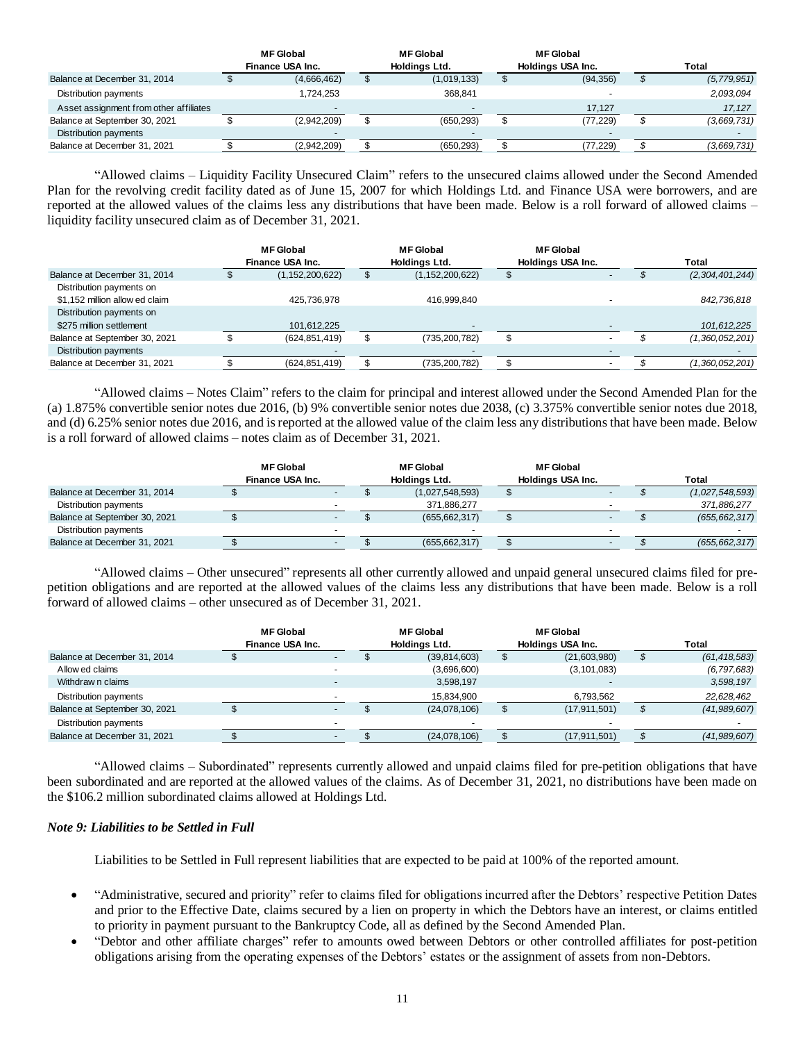| | MF Global Finance USA Inc. | MF Global Holdings Ltd. | MF Global Holdings USA Inc. | Total |
|---|---|---|---|---|
| Balance at December 31, 2014 | $ (4,666,462) | $ (1,019,133) | $ (94,356) | $ (5,779,951) |
| Distribution payments | 1,724,253 | 368,841 | - | 2,093,094 |
| Asset assignment from other affiliates | - | - | 17,127 | 17,127 |
| Balance at September 30, 2021 | $ (2,942,209) | $ (650,293) | $ (77,229) | $ (3,669,731) |
| Distribution payments | - | - | - | - |
| Balance at December 31, 2021 | $ (2,942,209) | $ (650,293) | $ (77,229) | $ (3,669,731) |

"Allowed claims – Liquidity Facility Unsecured Claim" refers to the unsecured claims allowed under the Second Amended Plan for the revolving credit facility dated as of June 15, 2007 for which Holdings Ltd. and Finance USA were borrowers, and are reported at the allowed values of the claims less any distributions that have been made. Below is a roll forward of allowed claims – liquidity facility unsecured claim as of December 31, 2021.

| | MF Global Finance USA Inc. | MF Global Holdings Ltd. | MF Global Holdings USA Inc. | Total |
|---|---|---|---|---|
| Balance at December 31, 2014 | $ (1,152,200,622) | $ (1,152,200,622) | $ - | $ (2,304,401,244) |
| Distribution payments on $1,152 million allowed claim | 425,736,978 | 416,999,840 | - | 842,736,818 |
| Distribution payments on $275 million settlement | 101,612,225 | - | - | 101,612,225 |
| Balance at September 30, 2021 | $ (624,851,419) | $ (735,200,782) | $ - | $ (1,360,052,201) |
| Distribution payments | - | - | - | - |
| Balance at December 31, 2021 | $ (624,851,419) | $ (735,200,782) | $ - | $ (1,360,052,201) |

"Allowed claims – Notes Claim" refers to the claim for principal and interest allowed under the Second Amended Plan for the (a) 1.875% convertible senior notes due 2016, (b) 9% convertible senior notes due 2038, (c) 3.375% convertible senior notes due 2018, and (d) 6.25% senior notes due 2016, and is reported at the allowed value of the claim less any distributions that have been made. Below is a roll forward of allowed claims – notes claim as of December 31, 2021.

| | MF Global Finance USA Inc. | MF Global Holdings Ltd. | MF Global Holdings USA Inc. | Total |
|---|---|---|---|---|
| Balance at December 31, 2014 | $ - | $ (1,027,548,593) | $ - | $ (1,027,548,593) |
| Distribution payments | - | 371,886,277 | - | 371,886,277 |
| Balance at September 30, 2021 | $ - | $ (655,662,317) | $ - | $ (655,662,317) |
| Distribution payments | - | - | - | - |
| Balance at December 31, 2021 | $ - | $ (655,662,317) | $ - | $ (655,662,317) |

"Allowed claims – Other unsecured" represents all other currently allowed and unpaid general unsecured claims filed for pre-petition obligations and are reported at the allowed values of the claims less any distributions that have been made. Below is a roll forward of allowed claims – other unsecured as of December 31, 2021.

| | MF Global Finance USA Inc. | MF Global Holdings Ltd. | MF Global Holdings USA Inc. | Total |
|---|---|---|---|---|
| Balance at December 31, 2014 | $ - | $ (39,814,603) | $ (21,603,980) | $ (61,418,583) |
| Allowed claims | - | (3,696,600) | (3,101,083) | (6,797,683) |
| Withdrawn claims | - | 3,598,197 | - | 3,598,197 |
| Distribution payments | - | 15,834,900 | 6,793,562 | 22,628,462 |
| Balance at September 30, 2021 | $ - | $ (24,078,106) | $ (17,911,501) | $ (41,989,607) |
| Distribution payments | - | - | - | - |
| Balance at December 31, 2021 | $ - | $ (24,078,106) | $ (17,911,501) | $ (41,989,607) |

"Allowed claims – Subordinated" represents currently allowed and unpaid claims filed for pre-petition obligations that have been subordinated and are reported at the allowed values of the claims. As of December 31, 2021, no distributions have been made on the $106.2 million subordinated claims allowed at Holdings Ltd.

### *Note 9: Liabilities to be Settled in Full*

Liabilities to be Settled in Full represent liabilities that are expected to be paid at 100% of the reported amount.

- "Administrative, secured and priority" refer to claims filed for obligations incurred after the Debtors' respective Petition Dates and prior to the Effective Date, claims secured by a lien on property in which the Debtors have an interest, or claims entitled to priority in payment pursuant to the Bankruptcy Code, all as defined by the Second Amended Plan.
- "Debtor and other affiliate charges" refer to amounts owed between Debtors or other controlled affiliates for post-petition obligations arising from the operating expenses of the Debtors' estates or the assignment of assets from non-Debtors.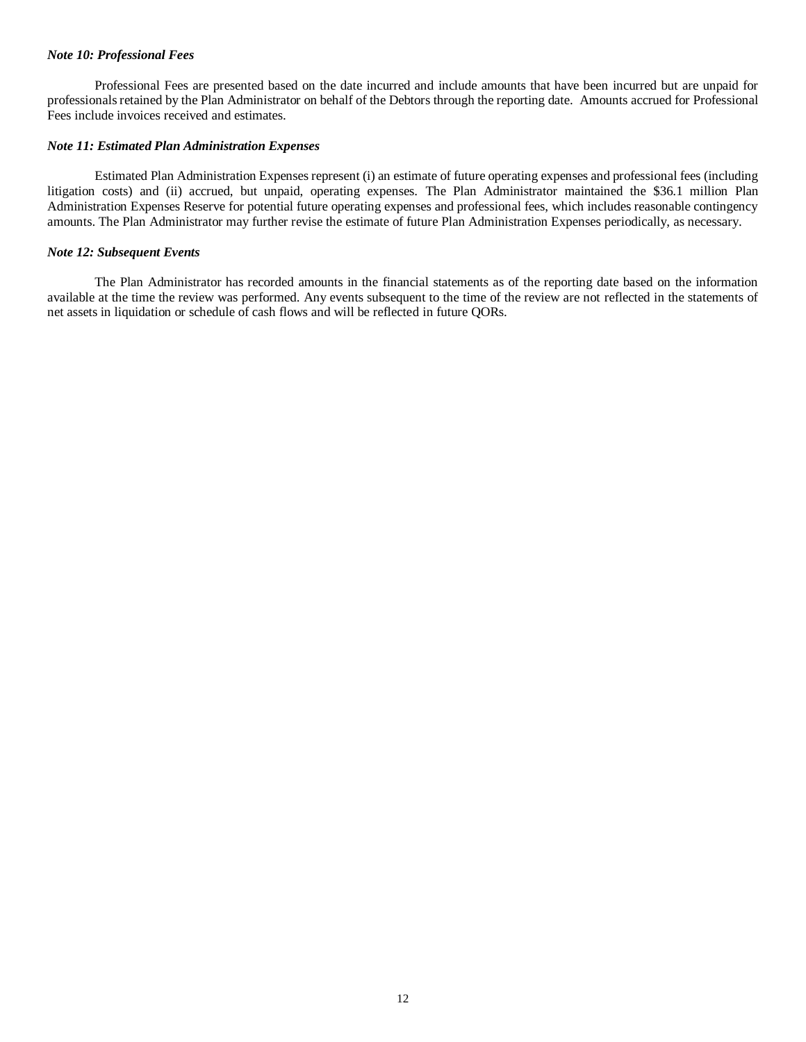***Note 10: Professional Fees***

Professional Fees are presented based on the date incurred and include amounts that have been incurred but are unpaid for professionals retained by the Plan Administrator on behalf of the Debtors through the reporting date. Amounts accrued for Professional Fees include invoices received and estimates.

***Note 11: Estimated Plan Administration Expenses***

Estimated Plan Administration Expenses represent (i) an estimate of future operating expenses and professional fees (including litigation costs) and (ii) accrued, but unpaid, operating expenses. The Plan Administrator maintained the $36.1 million Plan Administration Expenses Reserve for potential future operating expenses and professional fees, which includes reasonable contingency amounts. The Plan Administrator may further revise the estimate of future Plan Administration Expenses periodically, as necessary.

***Note 12: Subsequent Events***

The Plan Administrator has recorded amounts in the financial statements as of the reporting date based on the information available at the time the review was performed. Any events subsequent to the time of the review are not reflected in the statements of net assets in liquidation or schedule of cash flows and will be reflected in future QORs.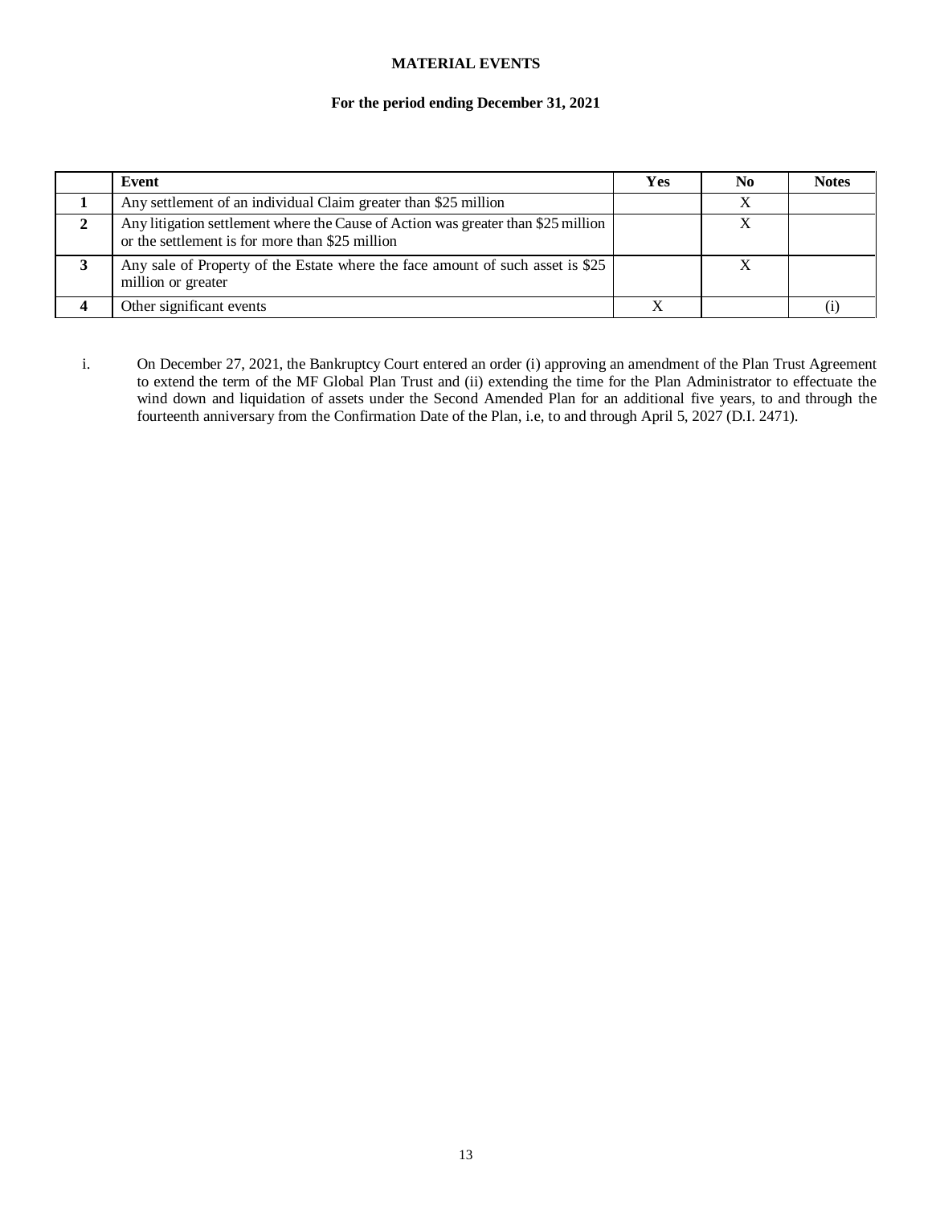**MATERIAL EVENTS**

**For the period ending December 31, 2021**

| | Event | Yes | No | Notes |
|---|---|---|---|---|
| **1** | Any settlement of an individual Claim greater than $25 million | | X | |
| **2** | Any litigation settlement where the Cause of Action was greater than $25 million or the settlement is for more than $25 million | | X | |
| **3** | Any sale of Property of the Estate where the face amount of such asset is $25 million or greater | | X | |
| **4** | Other significant events | X | | (i) |

i. On December 27, 2021, the Bankruptcy Court entered an order (i) approving an amendment of the Plan Trust Agreement to extend the term of the MF Global Plan Trust and (ii) extending the time for the Plan Administrator to effectuate the wind down and liquidation of assets under the Second Amended Plan for an additional five years, to and through the fourteenth anniversary from the Confirmation Date of the Plan, i.e, to and through April 5, 2027 (D.I. 2471).